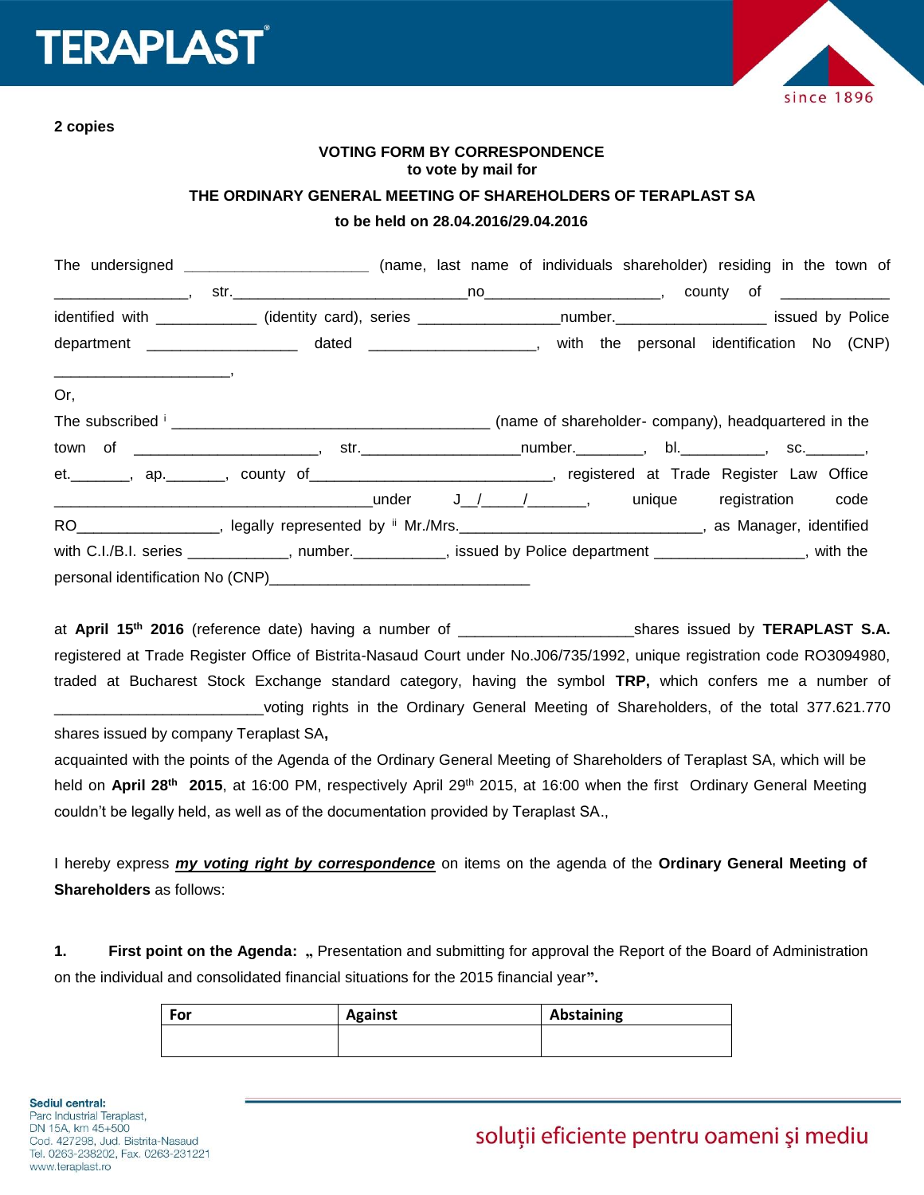**2 copies**

**VOTING FORM BY CORRESPONDENCE**
**to vote by mail for**

**THE ORDINARY GENERAL MEETING OF SHAREHOLDERS OF TERAPLAST SA**

**to be held on 28.04.2016/29.04.2016**

The undersigned ______________________ (name, last name of individuals shareholder) residing in the town of ________________, str.____________________________no____________________, county of _____________ identified with ____________ (identity card), series _________________number.__________________ issued by Police department __________________ dated ____________________, with the personal identification No (CNP) _____________________,

Or,

The subscribed [i] ______________________________________ (name of shareholder- company), headquartered in the town of ______________________, str.___________________number.________, bl.__________, sc._______, et._______, ap._______, county of_____________________________, registered at Trade Register Law Office ______________________________________under J__/_____/_______, unique registration code RO_________________, legally represented by [ii] Mr./Mrs._____________________________, as Manager, identified with C.I./B.I. series ____________, number.___________, issued by Police department __________________, with the personal identification No (CNP)_______________________________

at **April 15th 2016** (reference date) having a number of ____________________shares issued by **TERAPLAST S.A.** registered at Trade Register Office of Bistrita-Nasaud Court under No.J06/735/1992, unique registration code RO3094980, traded at Bucharest Stock Exchange standard category, having the symbol **TRP,** which confers me a number of _________________________voting rights in the Ordinary General Meeting of Shareholders, of the total 377.621.770 shares issued by company Teraplast SA**,**

acquainted with the points of the Agenda of the Ordinary General Meeting of Shareholders of Teraplast SA, which will be held on **April 28th 2015**, at 16:00 PM, respectively April 29th 2015, at 16:00 when the first Ordinary General Meeting couldn't be legally held, as well as of the documentation provided by Teraplast SA.,

I hereby express ***my voting right by correspondence*** on items on the agenda of the **Ordinary General Meeting of Shareholders** as follows:

**1. First point on the Agenda: „** Presentation and submitting for approval the Report of the Board of Administration on the individual and consolidated financial situations for the 2015 financial year**".**

| For | Against | Abstaining |
|---|---|---|
| | | |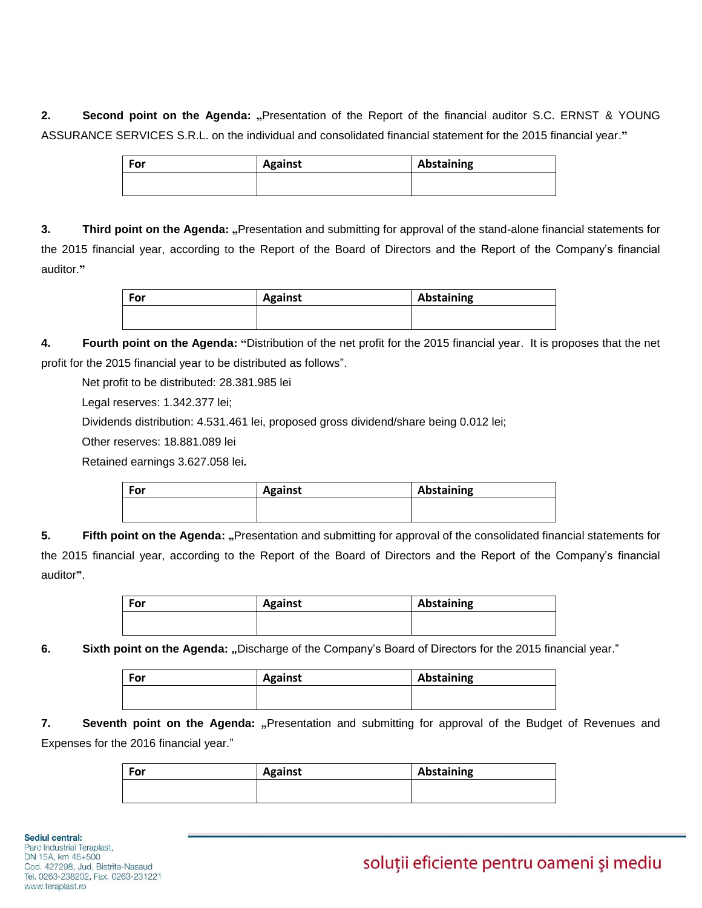2. **Second point on the Agenda: „**Presentation of the Report of the financial auditor S.C. ERNST & YOUNG ASSURANCE SERVICES S.R.L. on the individual and consolidated financial statement for the 2015 financial year.**"**

| For | Against | Abstaining |
|---|---|---|
| | | |

3. **Third point on the Agenda: „**Presentation and submitting for approval of the stand-alone financial statements for the 2015 financial year, according to the Report of the Board of Directors and the Report of the Company's financial auditor.**"**

| For | Against | Abstaining |
|---|---|---|
| | | |

4. **Fourth point on the Agenda: "**Distribution of the net profit for the 2015 financial year. It is proposes that the net profit for the 2015 financial year to be distributed as follows".

   Net profit to be distributed: 28.381.985 lei

   Legal reserves: 1.342.377 lei;

   Dividends distribution: 4.531.461 lei, proposed gross dividend/share being 0.012 lei;

   Other reserves: 18.881.089 lei

   Retained earnings 3.627.058 lei**.**

| For | Against | Abstaining |
|---|---|---|
| | | |

5. **Fifth point on the Agenda: „**Presentation and submitting for approval of the consolidated financial statements for the 2015 financial year, according to the Report of the Board of Directors and the Report of the Company's financial auditor**"**.

| For | Against | Abstaining |
|---|---|---|
| | | |

6. **Sixth point on the Agenda: „**Discharge of the Company's Board of Directors for the 2015 financial year."

| For | Against | Abstaining |
|---|---|---|
| | | |

7. **Seventh point on the Agenda: „**Presentation and submitting for approval of the Budget of Revenues and Expenses for the 2016 financial year."

| For | Against | Abstaining |
|---|---|---|
| | | |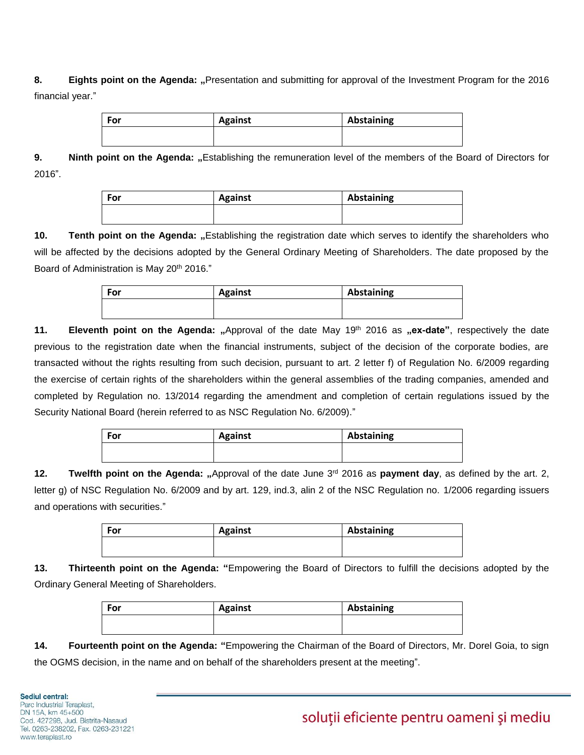8. **Eights point on the Agenda: „**Presentation and submitting for approval of the Investment Program for the 2016 financial year."

| For | Against | Abstaining |
|---|---|---|
| | | |

9. **Ninth point on the Agenda: „**Establishing the remuneration level of the members of the Board of Directors for 2016".

| For | Against | Abstaining |
|---|---|---|
| | | |

10. **Tenth point on the Agenda: „**Establishing the registration date which serves to identify the shareholders who will be affected by the decisions adopted by the General Ordinary Meeting of Shareholders. The date proposed by the Board of Administration is May 20th 2016."

| For | Against | Abstaining |
|---|---|---|
| | | |

11. **Eleventh point on the Agenda: „**Approval of the date May 19th 2016 as **„ex-date"**, respectively the date previous to the registration date when the financial instruments, subject of the decision of the corporate bodies, are transacted without the rights resulting from such decision, pursuant to art. 2 letter f) of Regulation No. 6/2009 regarding the exercise of certain rights of the shareholders within the general assemblies of the trading companies, amended and completed by Regulation no. 13/2014 regarding the amendment and completion of certain regulations issued by the Security National Board (herein referred to as NSC Regulation No. 6/2009)."

| For | Against | Abstaining |
|---|---|---|
| | | |

12. **Twelfth point on the Agenda: „**Approval of the date June 3rd 2016 as **payment day**, as defined by the art. 2, letter g) of NSC Regulation No. 6/2009 and by art. 129, ind.3, alin 2 of the NSC Regulation no. 1/2006 regarding issuers and operations with securities."

| For | Against | Abstaining |
|---|---|---|
| | | |

13. **Thirteenth point on the Agenda: "**Empowering the Board of Directors to fulfill the decisions adopted by the Ordinary General Meeting of Shareholders.

| For | Against | Abstaining |
|---|---|---|
| | | |

14. **Fourteenth point on the Agenda: "**Empowering the Chairman of the Board of Directors, Mr. Dorel Goia, to sign the OGMS decision, in the name and on behalf of the shareholders present at the meeting".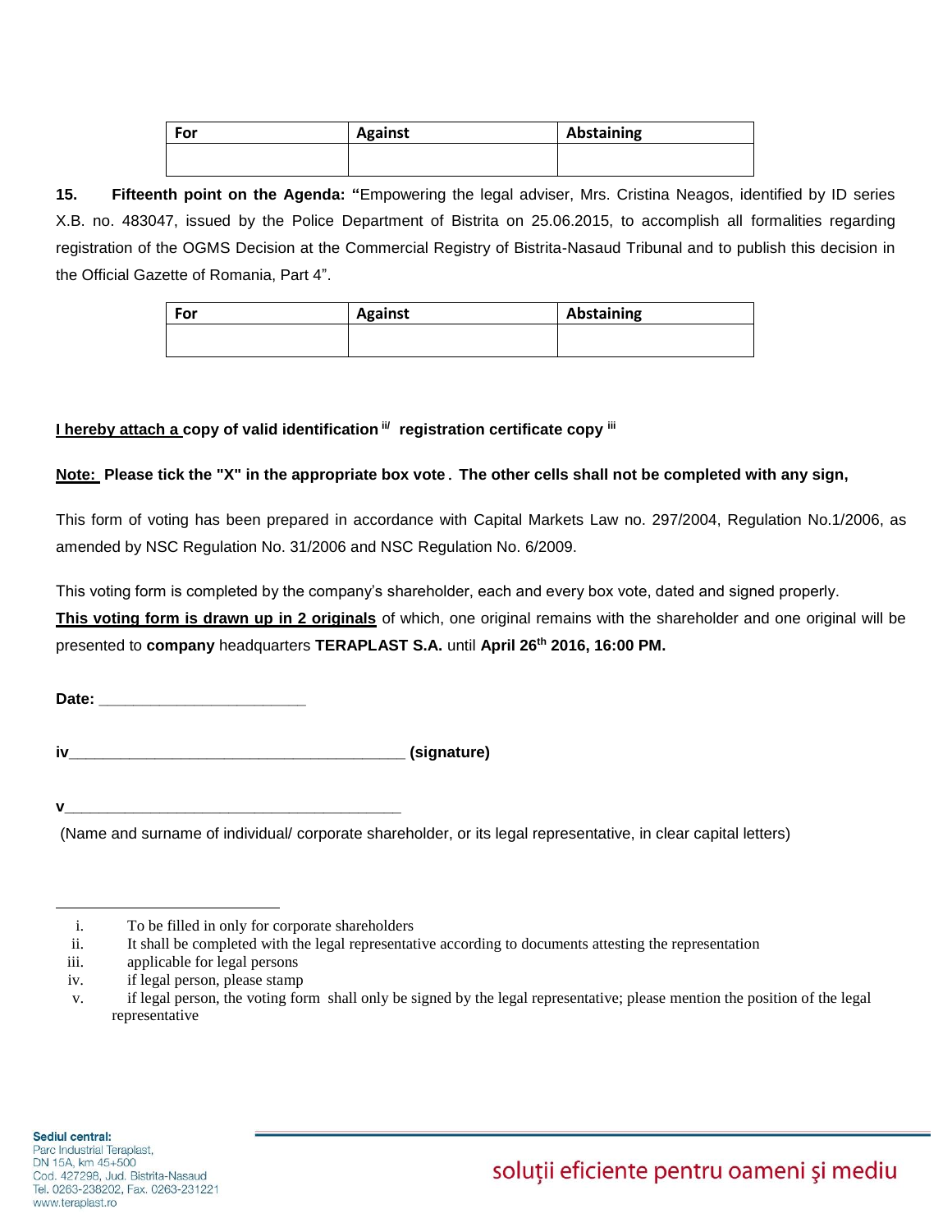| For | Against | Abstaining |
|---|---|---|
| | | |

**15. Fifteenth point on the Agenda: "**Empowering the legal adviser, Mrs. Cristina Neagos, identified by ID series X.B. no. 483047, issued by the Police Department of Bistrita on 25.06.2015, to accomplish all formalities regarding registration of the OGMS Decision at the Commercial Registry of Bistrita-Nasaud Tribunal and to publish this decision in the Official Gazette of Romania, Part 4".

| For | Against | Abstaining |
|---|---|---|
| | | |

**I hereby attach a copy of valid identification [ii]/ registration certificate copy [iii]**

**Note: Please tick the "X" in the appropriate box vote. The other cells shall not be completed with any sign,**

This form of voting has been prepared in accordance with Capital Markets Law no. 297/2004, Regulation No.1/2006, as amended by NSC Regulation No. 31/2006 and NSC Regulation No. 6/2009.

This voting form is completed by the company's shareholder, each and every box vote, dated and signed properly.

**This voting form is drawn up in 2 originals** of which, one original remains with the shareholder and one original will be presented to **company** headquarters **TERAPLAST S.A.** until **April 26th 2016, 16:00 PM.**

**Date: ________________________**

**iv_______________________________________ (signature)**

**v_______________________________________**

(Name and surname of individual/ corporate shareholder, or its legal representative, in clear capital letters)

---

i. To be filled in only for corporate shareholders
ii. It shall be completed with the legal representative according to documents attesting the representation
iii. applicable for legal persons
iv. if legal person, please stamp
v. if legal person, the voting form shall only be signed by the legal representative; please mention the position of the legal representative